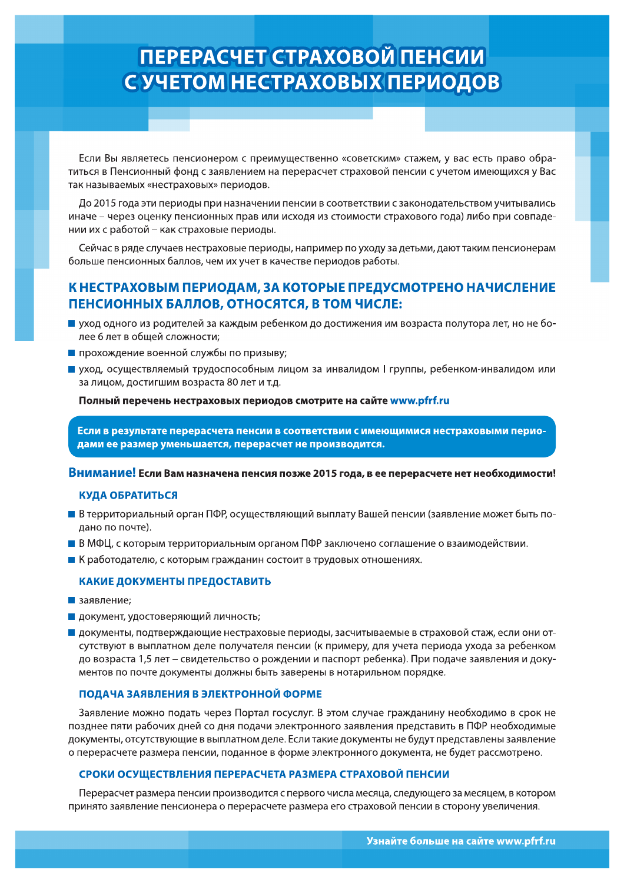# ПЕРЕРАСЧЕТ СТРАХОВОЙ ПЕНСИИ С УЧЕТОМ НЕСТРАХОВЫХ ПЕРИОДОВ

Если Вы являетесь пенсионером с преимущественно «советским» стажем, у вас есть право обратиться в Пенсионный фонд с заявлением на перерасчет страховой пенсии с учетом имеющихся у Вас так называемых «нестраховых» периодов.

До 2015 года эти периоды при назначении пенсии в соответствии с законодательством учитывались иначе – через оценку пенсионных прав или исходя из стоимости страхового года) либо при совпадении их с работой – как страховые периоды.

Сейчас в ряде случаев нестраховые периоды, например по уходу за детьми, дают таким пенсионерам больше пенсионных баллов, чем их учет в качестве периодов работы.

## К НЕСТРАХОВЫМ ПЕРИОДАМ, ЗА КОТОРЫЕ ПРЕДУСМОТРЕНО НАЧИСЛЕНИЕ ПЕНСИОННЫХ БАЛЛОВ, ОТНОСЯТСЯ, В ТОМ ЧИСЛЕ:

- уход одного из родителей за каждым ребенком до достижения им возраста полутора лет, но не более 6 лет в общей сложности;
- прохождение военной службы по призыву;
- уход, осуществляемый трудоспособным лицом за инвалидом I группы, ребенком-инвалидом или за лицом, достигшим возраста 80 лет и т.д.

**Полный перечень нестраховых периодов смотрите на сайте www.pfrf.ru**

**Если в результате перерасчета пенсии в соответствии с имеющимися нестраховыми периодами ее размер уменьшается, перерасчет не производится.**

**Внимание! Если Вам назначена пенсия позже 2015 года, в ее перерасчете нет необходимости!**

### КУДА ОБРАТИТЬСЯ

- В территориальный орган ПФР, осуществляющий выплату Вашей пенсии (заявление может быть подано по почте).
- В МФЦ, с которым территориальным органом ПФР заключено соглашение о взаимодействии.
- К работодателю, с которым гражданин состоит в трудовых отношениях.

### КАКИЕ ДОКУМЕНТЫ ПРЕДОСТАВИТЬ

- заявление;
- документ, удостоверяющий личность;
- документы, подтверждающие нестраховые периоды, засчитываемые в страховой стаж, если они отсутствуют в выплатном деле получателя пенсии (к примеру, для учета периода ухода за ребенком до возраста 1,5 лет – свидетельство о рождении и паспорт ребенка). При подаче заявления и документов по почте документы должны быть заверены в нотариальном порядке.

### ПОДАЧА ЗАЯВЛЕНИЯ В ЭЛЕКТРОННОЙ ФОРМЕ

Заявление можно подать через Портал госуслуг. В этом случае гражданину необходимо в срок не позднее пяти рабочих дней со дня подачи электронного заявления представить в ПФР необходимые документы, отсутствующие в выплатном деле. Если такие документы не будут представлены заявление о перерасчете размера пенсии, поданное в форме электронного документа, не будет рассмотрено.

### СРОКИ ОСУЩЕСТВЛЕНИЯ ПЕРЕРАСЧЕТА РАЗМЕРА СТРАХОВОЙ ПЕНСИИ

Перерасчет размера пенсии производится с первого числа месяца, следующего за месяцем, в котором принято заявление пенсионера о перерасчете размера его страховой пенсии в сторону увеличения.

**Узнайте больше на сайте www.pfrf.ru**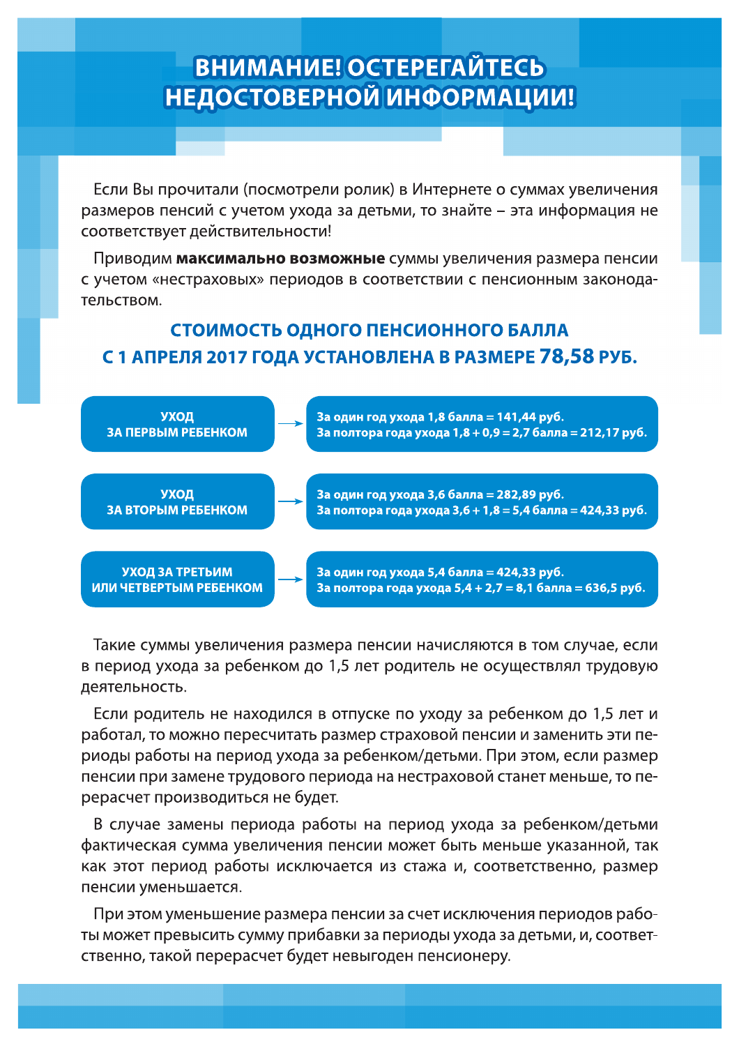# ВНИМАНИЕ! ОСТЕРЕГАЙТЕСЬ НЕДОСТОВЕРНОЙ ИНФОРМАЦИИ!

Если Вы прочитали (посмотрели ролик) в Интернете о суммах увеличения размеров пенсий с учетом ухода за детьми, то знайте – эта информация не соответствует действительности!

Приводим **максимально возможные** суммы увеличения размера пенсии с учетом «нестраховых» периодов в соответствии с пенсионным законодательством.

## СТОИМОСТЬ ОДНОГО ПЕНСИОННОГО БАЛЛА С 1 АПРЕЛЯ 2017 ГОДА УСТАНОВЛЕНА В РАЗМЕРЕ 78,58 РУБ.

| | |
|---|---|
| **УХОД ЗА ПЕРВЫМ РЕБЕНКОМ** | **За один год ухода 1,8 балла = 141,44 руб.**<br>**За полтора года ухода 1,8 + 0,9 = 2,7 балла = 212,17 руб.** |
| **УХОД ЗА ВТОРЫМ РЕБЕНКОМ** | **За один год ухода 3,6 балла = 282,89 руб.**<br>**За полтора года ухода 3,6 + 1,8 = 5,4 балла = 424,33 руб.** |
| **УХОД ЗА ТРЕТЬИМ ИЛИ ЧЕТВЕРТЫМ РЕБЕНКОМ** | **За один год ухода 5,4 балла = 424,33 руб.**<br>**За полтора года ухода 5,4 + 2,7 = 8,1 балла = 636,5 руб.** |

Такие суммы увеличения размера пенсии начисляются в том случае, если в период ухода за ребенком до 1,5 лет родитель не осуществлял трудовую деятельность.

Если родитель не находился в отпуске по уходу за ребенком до 1,5 лет и работал, то можно пересчитать размер страховой пенсии и заменить эти периоды работы на период ухода за ребенком/детьми. При этом, если размер пенсии при замене трудового периода на нестраховой станет меньше, то перерасчет производиться не будет.

В случае замены периода работы на период ухода за ребенком/детьми фактическая сумма увеличения пенсии может быть меньше указанной, так как этот период работы исключается из стажа и, соответственно, размер пенсии уменьшается.

При этом уменьшение размера пенсии за счет исключения периодов работы может превысить сумму прибавки за периоды ухода за детьми, и, соответственно, такой перерасчет будет невыгоден пенсионеру.